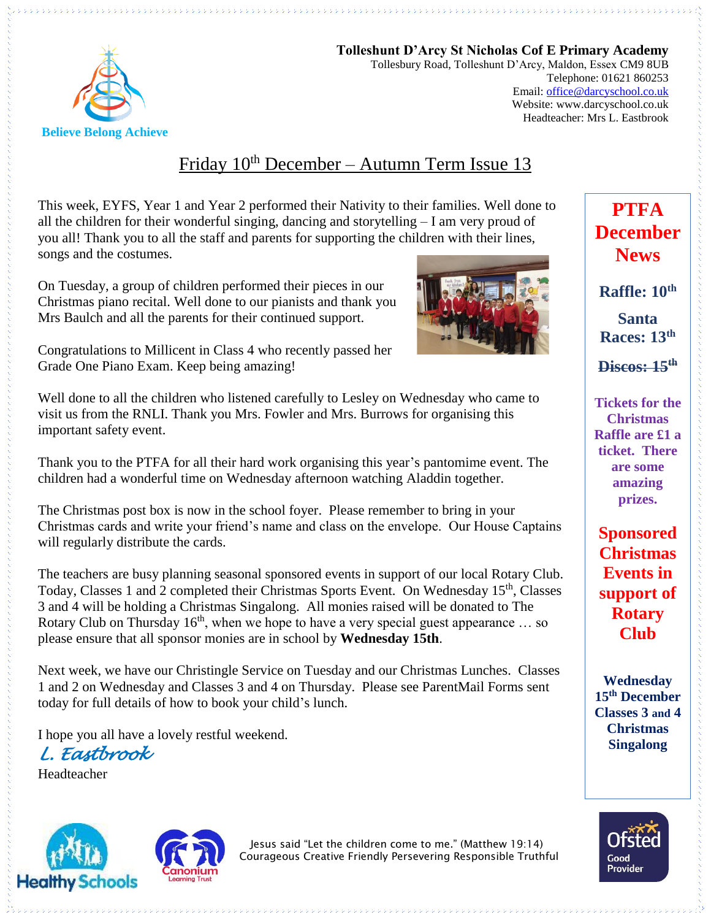**Tolleshunt D'Arcy St Nicholas Cof E Primary Academy**
Tollesbury Road, Tolleshunt D'Arcy, Maldon, Essex CM9 8UB
Telephone: 01621 860253
Email: office@darcyschool.co.uk
Website: www.darcyschool.co.uk
Headteacher: Mrs L. Eastbrook

Believe Belong Achieve

# Friday 10th December – Autumn Term Issue 13

This week, EYFS, Year 1 and Year 2 performed their Nativity to their families. Well done to all the children for their wonderful singing, dancing and storytelling – I am very proud of you all! Thank you to all the staff and parents for supporting the children with their lines, songs and the costumes.

On Tuesday, a group of children performed their pieces in our Christmas piano recital. Well done to our pianists and thank you Mrs Baulch and all the parents for their continued support.

Congratulations to Millicent in Class 4 who recently passed her Grade One Piano Exam. Keep being amazing!

Well done to all the children who listened carefully to Lesley on Wednesday who came to visit us from the RNLI. Thank you Mrs. Fowler and Mrs. Burrows for organising this important safety event.

Thank you to the PTFA for all their hard work organising this year's pantomime event. The children had a wonderful time on Wednesday afternoon watching Aladdin together.

The Christmas post box is now in the school foyer. Please remember to bring in your Christmas cards and write your friend's name and class on the envelope. Our House Captains will regularly distribute the cards.

The teachers are busy planning seasonal sponsored events in support of our local Rotary Club. Today, Classes 1 and 2 completed their Christmas Sports Event. On Wednesday 15th, Classes 3 and 4 will be holding a Christmas Singalong. All monies raised will be donated to The Rotary Club on Thursday 16th, when we hope to have a very special guest appearance … so please ensure that all sponsor monies are in school by **Wednesday 15th**.

Next week, we have our Christingle Service on Tuesday and our Christmas Lunches. Classes 1 and 2 on Wednesday and Classes 3 and 4 on Thursday. Please see ParentMail Forms sent today for full details of how to book your child's lunch.

I hope you all have a lovely restful weekend.

*L. Eastbrook*
Headteacher

## PTFA December News

**Raffle: 10th**

**Santa Races: 13th**

**~~Discos: 15th~~**

**Tickets for the Christmas Raffle are £1 a ticket. There are some amazing prizes.**

## Sponsored Christmas Events in support of Rotary Club

**Wednesday 15th December Classes 3 and 4 Christmas Singalong**

Jesus said "Let the children come to me." (Matthew 19:14)
Courageous Creative Friendly Persevering Responsible Truthful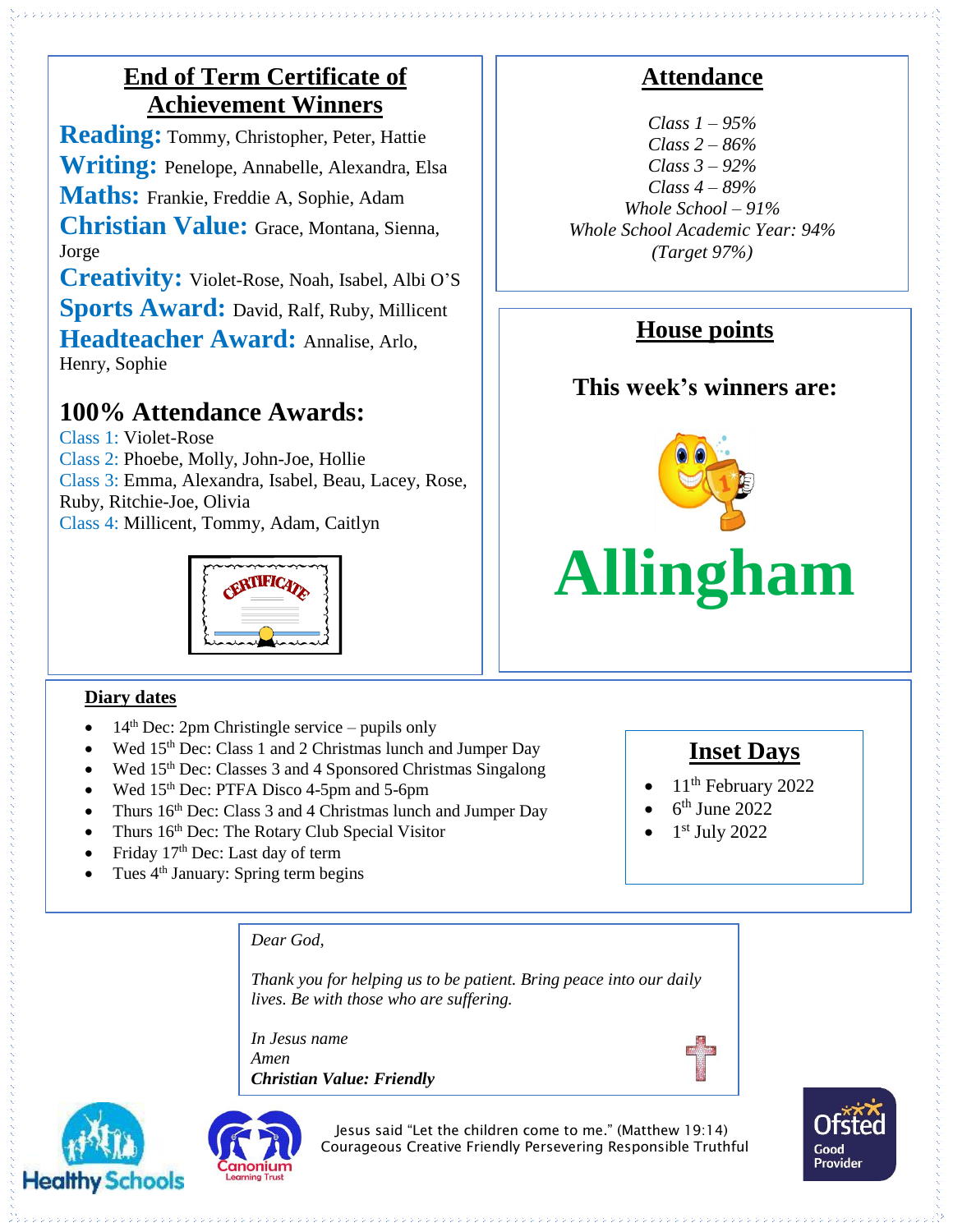## End of Term Certificate of Achievement Winners

**Reading:** Tommy, Christopher, Peter, Hattie

**Writing:** Penelope, Annabelle, Alexandra, Elsa

**Maths:** Frankie, Freddie A, Sophie, Adam

**Christian Value:** Grace, Montana, Sienna, Jorge

**Creativity:** Violet-Rose, Noah, Isabel, Albi O'S

**Sports Award:** David, Ralf, Ruby, Millicent

**Headteacher Award:** Annalise, Arlo, Henry, Sophie

## 100% Attendance Awards:

Class 1: Violet-Rose

Class 2: Phoebe, Molly, John-Joe, Hollie

Class 3: Emma, Alexandra, Isabel, Beau, Lacey, Rose, Ruby, Ritchie-Joe, Olivia

Class 4: Millicent, Tommy, Adam, Caitlyn

## Attendance

*Class 1 – 95%*
*Class 2 – 86%*
*Class 3 – 92%*
*Class 4 – 89%*
*Whole School – 91%*
*Whole School Academic Year: 94%*
*(Target 97%)*

## House points

**This week's winners are:**

# Allingham

## Diary dates

- 14th Dec: 2pm Christingle service – pupils only
- Wed 15th Dec: Class 1 and 2 Christmas lunch and Jumper Day
- Wed 15th Dec: Classes 3 and 4 Sponsored Christmas Singalong
- Wed 15th Dec: PTFA Disco 4-5pm and 5-6pm
- Thurs 16th Dec: Class 3 and 4 Christmas lunch and Jumper Day
- Thurs 16th Dec: The Rotary Club Special Visitor
- Friday 17th Dec: Last day of term
- Tues 4th January: Spring term begins

## Inset Days

- 11th February 2022
- 6th June 2022
- 1st July 2022

*Dear God,*

*Thank you for helping us to be patient. Bring peace into our daily lives. Be with those who are suffering.*

*In Jesus name*
*Amen*
***Christian Value: Friendly***

Healthy Schools

Canonium Learning Trust

Jesus said "Let the children come to me." (Matthew 19:14)
Courageous Creative Friendly Persevering Responsible Truthful

Ofsted Good Provider